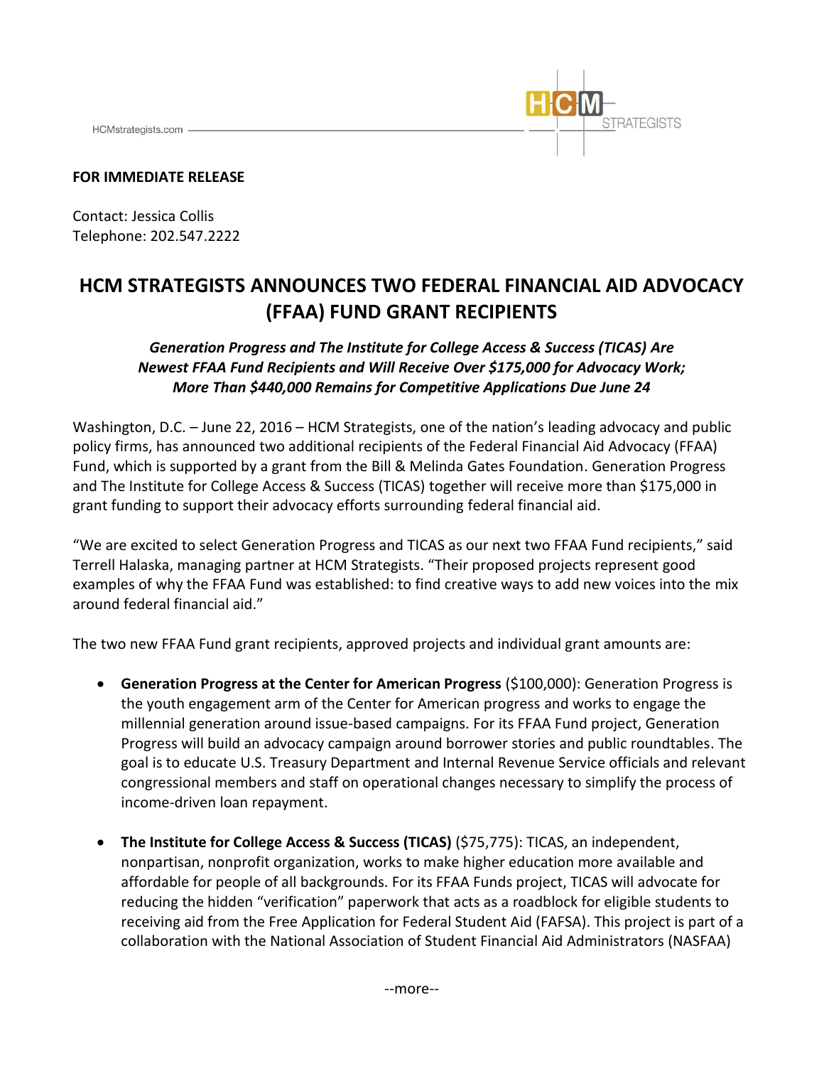HCMstrategists.com

**FOR IMMEDIATE RELEASE**

Contact: Jessica Collis
Telephone: 202.547.2222

# HCM STRATEGISTS ANNOUNCES TWO FEDERAL FINANCIAL AID ADVOCACY (FFAA) FUND GRANT RECIPIENTS

***Generation Progress and The Institute for College Access & Success (TICAS) Are Newest FFAA Fund Recipients and Will Receive Over $175,000 for Advocacy Work; More Than $440,000 Remains for Competitive Applications Due June 24***

Washington, D.C. – June 22, 2016 – HCM Strategists, one of the nation's leading advocacy and public policy firms, has announced two additional recipients of the Federal Financial Aid Advocacy (FFAA) Fund, which is supported by a grant from the Bill & Melinda Gates Foundation. Generation Progress and The Institute for College Access & Success (TICAS) together will receive more than $175,000 in grant funding to support their advocacy efforts surrounding federal financial aid.

"We are excited to select Generation Progress and TICAS as our next two FFAA Fund recipients," said Terrell Halaska, managing partner at HCM Strategists. "Their proposed projects represent good examples of why the FFAA Fund was established: to find creative ways to add new voices into the mix around federal financial aid."

The two new FFAA Fund grant recipients, approved projects and individual grant amounts are:

- **Generation Progress at the Center for American Progress** ($100,000): Generation Progress is the youth engagement arm of the Center for American progress and works to engage the millennial generation around issue-based campaigns. For its FFAA Fund project, Generation Progress will build an advocacy campaign around borrower stories and public roundtables. The goal is to educate U.S. Treasury Department and Internal Revenue Service officials and relevant congressional members and staff on operational changes necessary to simplify the process of income-driven loan repayment.

- **The Institute for College Access & Success (TICAS)** ($75,775): TICAS, an independent, nonpartisan, nonprofit organization, works to make higher education more available and affordable for people of all backgrounds. For its FFAA Funds project, TICAS will advocate for reducing the hidden "verification" paperwork that acts as a roadblock for eligible students to receiving aid from the Free Application for Federal Student Aid (FAFSA). This project is part of a collaboration with the National Association of Student Financial Aid Administrators (NASFAA)

--more--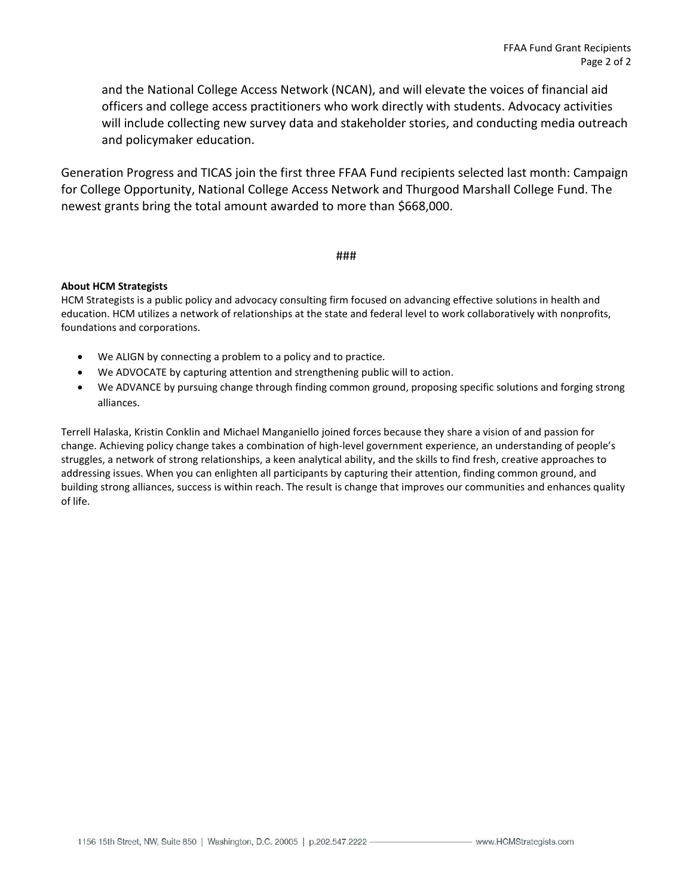and the National College Access Network (NCAN), and will elevate the voices of financial aid officers and college access practitioners who work directly with students. Advocacy activities will include collecting new survey data and stakeholder stories, and conducting media outreach and policymaker education.

Generation Progress and TICAS join the first three FFAA Fund recipients selected last month: Campaign for College Opportunity, National College Access Network and Thurgood Marshall College Fund. The newest grants bring the total amount awarded to more than $668,000.

###

**About HCM Strategists**

HCM Strategists is a public policy and advocacy consulting firm focused on advancing effective solutions in health and education. HCM utilizes a network of relationships at the state and federal level to work collaboratively with nonprofits, foundations and corporations.

- We ALIGN by connecting a problem to a policy and to practice.
- We ADVOCATE by capturing attention and strengthening public will to action.
- We ADVANCE by pursuing change through finding common ground, proposing specific solutions and forging strong alliances.

Terrell Halaska, Kristin Conklin and Michael Manganiello joined forces because they share a vision of and passion for change. Achieving policy change takes a combination of high-level government experience, an understanding of people's struggles, a network of strong relationships, a keen analytical ability, and the skills to find fresh, creative approaches to addressing issues. When you can enlighten all participants by capturing their attention, finding common ground, and building strong alliances, success is within reach. The result is change that improves our communities and enhances quality of life.